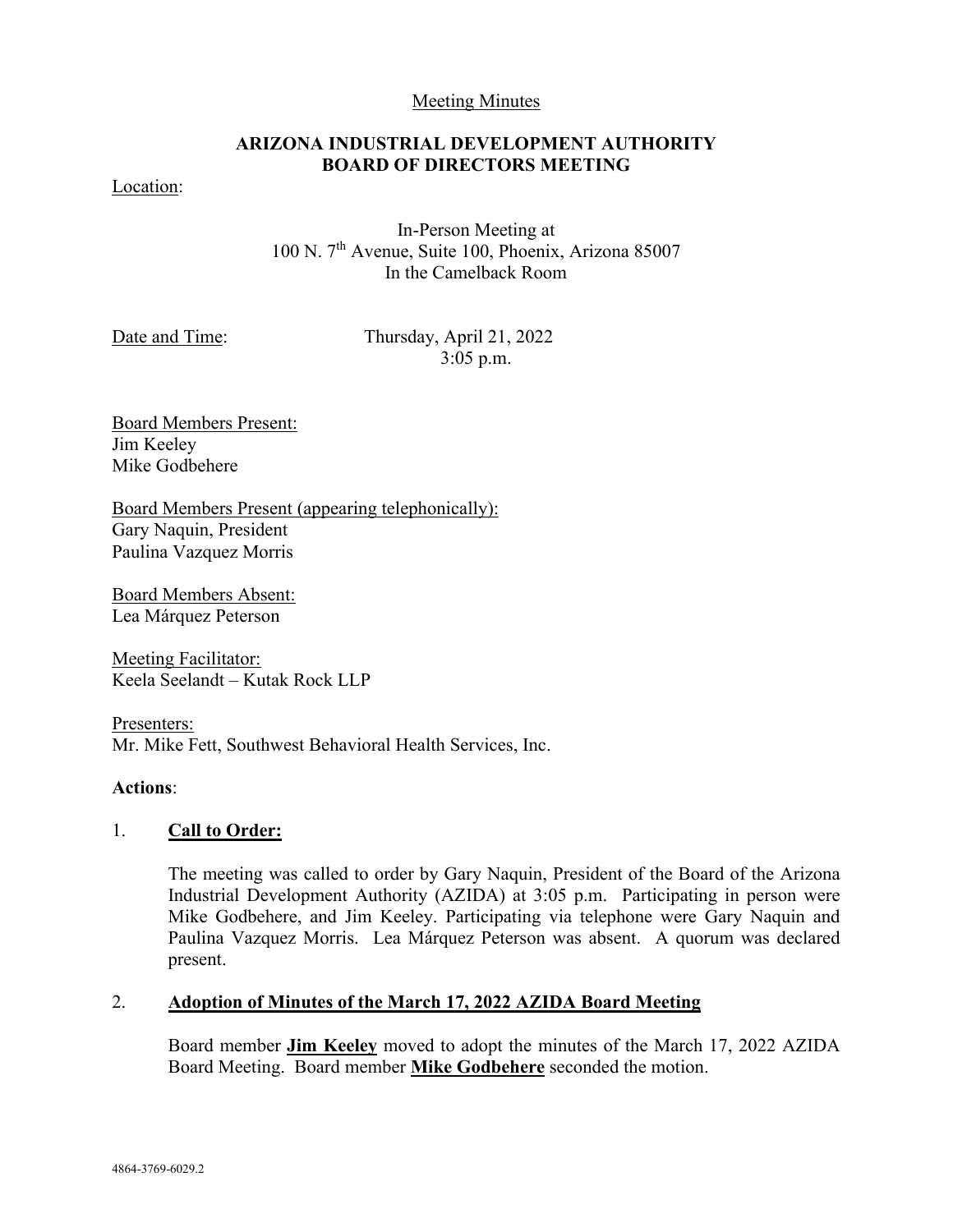Meeting Minutes

# ARIZONA INDUSTRIAL DEVELOPMENT AUTHORITY BOARD OF DIRECTORS MEETING

Location:

In-Person Meeting at
100 N. 7th Avenue, Suite 100, Phoenix, Arizona 85007
In the Camelback Room

Date and Time: Thursday, April 21, 2022
3:05 p.m.

Board Members Present:
Jim Keeley
Mike Godbehere

Board Members Present (appearing telephonically):
Gary Naquin, President
Paulina Vazquez Morris

Board Members Absent:
Lea Márquez Peterson

Meeting Facilitator:
Keela Seelandt – Kutak Rock LLP

Presenters:
Mr. Mike Fett, Southwest Behavioral Health Services, Inc.

**Actions**:

1. **Call to Order:**

   The meeting was called to order by Gary Naquin, President of the Board of the Arizona Industrial Development Authority (AZIDA) at 3:05 p.m. Participating in person were Mike Godbehere, and Jim Keeley. Participating via telephone were Gary Naquin and Paulina Vazquez Morris. Lea Márquez Peterson was absent. A quorum was declared present.

2. **Adoption of Minutes of the March 17, 2022 AZIDA Board Meeting**

   Board member **Jim Keeley** moved to adopt the minutes of the March 17, 2022 AZIDA Board Meeting. Board member **Mike Godbehere** seconded the motion.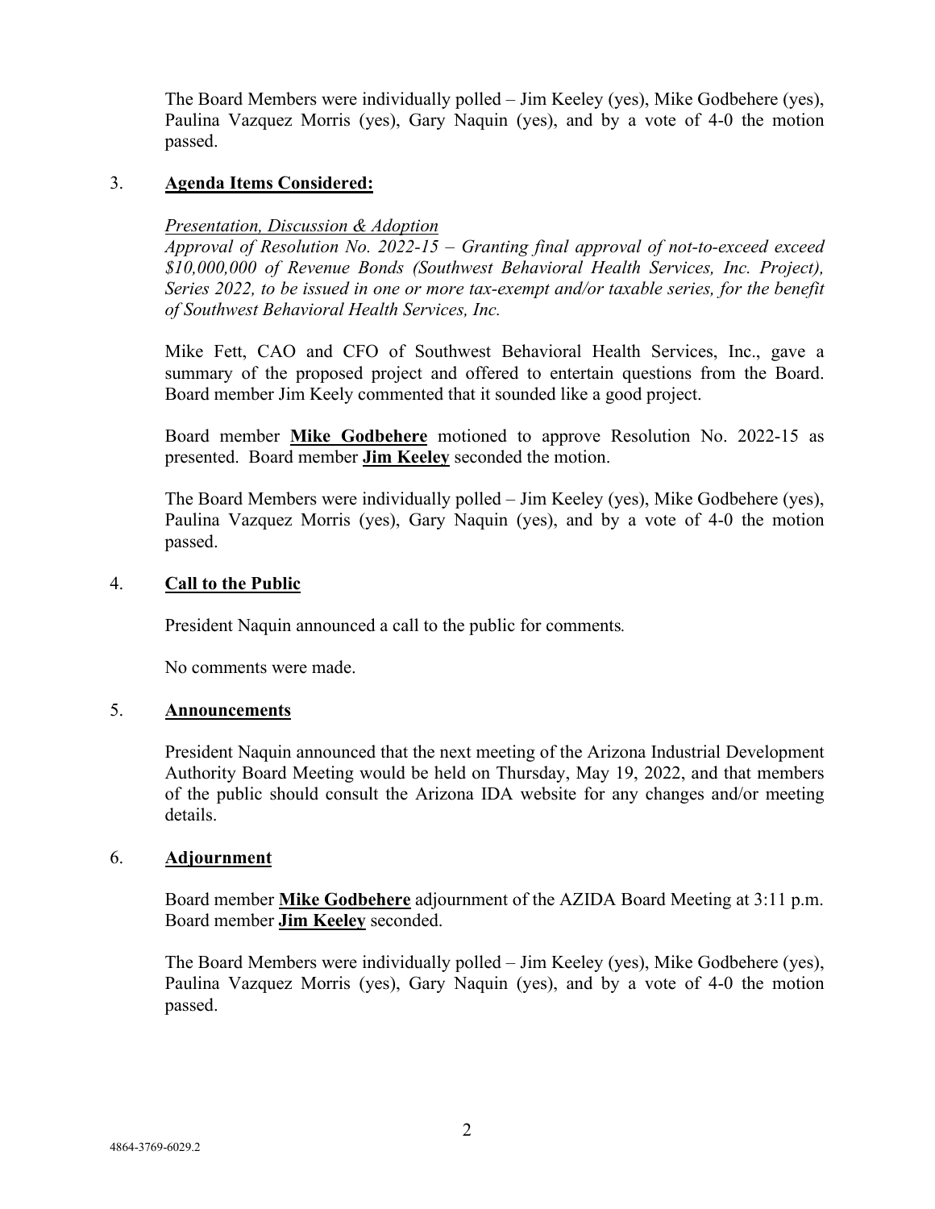The Board Members were individually polled – Jim Keeley (yes), Mike Godbehere (yes), Paulina Vazquez Morris (yes), Gary Naquin (yes), and by a vote of 4-0 the motion passed.

3. **Agenda Items Considered:**

   *Presentation, Discussion & Adoption*
   *Approval of Resolution No. 2022-15 – Granting final approval of not-to-exceed exceed $10,000,000 of Revenue Bonds (Southwest Behavioral Health Services, Inc. Project), Series 2022, to be issued in one or more tax-exempt and/or taxable series, for the benefit of Southwest Behavioral Health Services, Inc.*

   Mike Fett, CAO and CFO of Southwest Behavioral Health Services, Inc., gave a summary of the proposed project and offered to entertain questions from the Board. Board member Jim Keely commented that it sounded like a good project.

   Board member **Mike Godbehere** motioned to approve Resolution No. 2022-15 as presented. Board member **Jim Keeley** seconded the motion.

   The Board Members were individually polled – Jim Keeley (yes), Mike Godbehere (yes), Paulina Vazquez Morris (yes), Gary Naquin (yes), and by a vote of 4-0 the motion passed.

4. **Call to the Public**

   President Naquin announced a call to the public for comments.

   No comments were made.

5. **Announcements**

   President Naquin announced that the next meeting of the Arizona Industrial Development Authority Board Meeting would be held on Thursday, May 19, 2022, and that members of the public should consult the Arizona IDA website for any changes and/or meeting details.

6. **Adjournment**

   Board member **Mike Godbehere** adjournment of the AZIDA Board Meeting at 3:11 p.m. Board member **Jim Keeley** seconded.

   The Board Members were individually polled – Jim Keeley (yes), Mike Godbehere (yes), Paulina Vazquez Morris (yes), Gary Naquin (yes), and by a vote of 4-0 the motion passed.

4864-3769-6029.2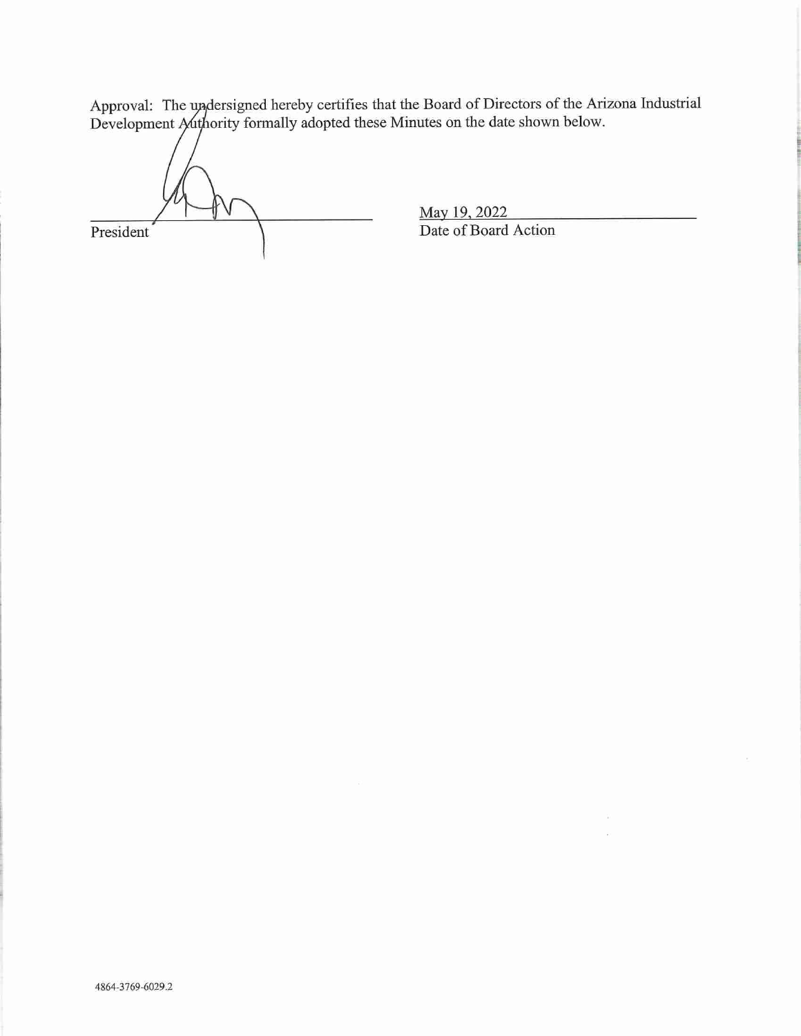Approval: The undersigned hereby certifies that the Board of Directors of the Arizona Industrial Development Authority formally adopted these Minutes on the date shown below.

| | |
|---|---|
| ______________________________ | May 19, 2022 |
| President | Date of Board Action |

4864-3769-6029.2